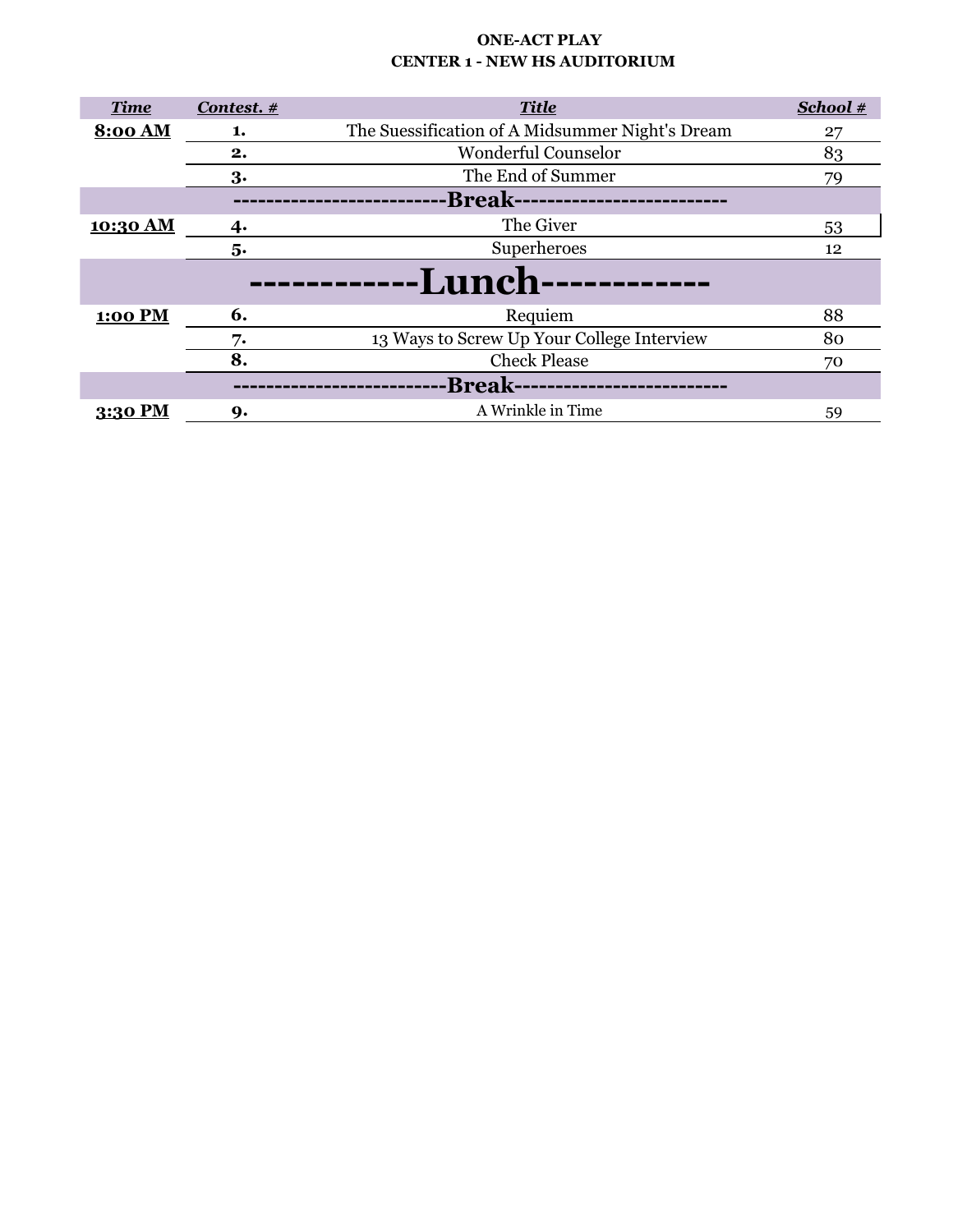# ONE-ACT PLAY
## CENTER 1 - NEW HS AUDITORIUM

| *Time* | *Contest. #* | *Title* | *School #* |
|---|---|---|---|
| **8:00 AM** | **1.** | The Suessification of A Midsummer Night's Dream | 27 |
| | **2.** | Wonderful Counselor | 83 |
| | **3.** | The End of Summer | 79 |
| | | **-------------------------Break-------------------------** | |
| **10:30 AM** | **4.** | The Giver | 53 |
| | **5.** | Superheroes | 12 |
| | | **------------Lunch------------** | |
| **1:00 PM** | **6.** | Requiem | 88 |
| | **7.** | 13 Ways to Screw Up Your College Interview | 80 |
| | **8.** | Check Please | 70 |
| | | **-------------------------Break-------------------------** | |
| **3:30 PM** | **9.** | A Wrinkle in Time | 59 |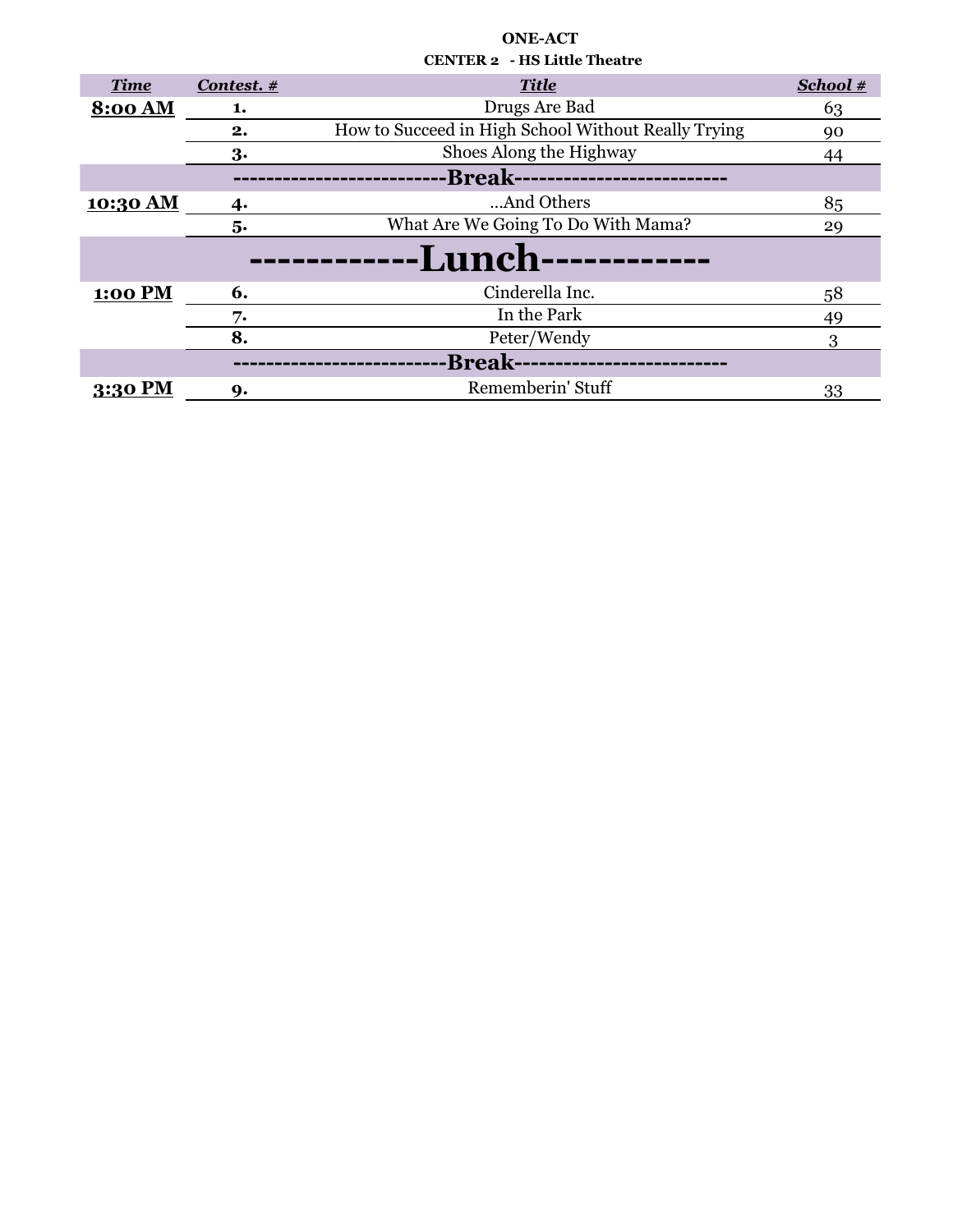**ONE-ACT**

**CENTER 2 - HS Little Theatre**

| *Time* | *Contest. #* | *Title* | *School #* |
|---|---|---|---|
| **8:00 AM** | **1.** | Drugs Are Bad | 63 |
| | **2.** | How to Succeed in High School Without Really Trying | 90 |
| | **3.** | Shoes Along the Highway | 44 |
| | | **-------------------------Break-------------------------** | |
| **10:30 AM** | **4.** | ...And Others | 85 |
| | **5.** | What Are We Going To Do With Mama? | 29 |
| | | **------------Lunch------------** | |
| **1:00 PM** | **6.** | Cinderella Inc. | 58 |
| | **7.** | In the Park | 49 |
| | **8.** | Peter/Wendy | 3 |
| | | **-------------------------Break-------------------------** | |
| **3:30 PM** | **9.** | Rememberin' Stuff | 33 |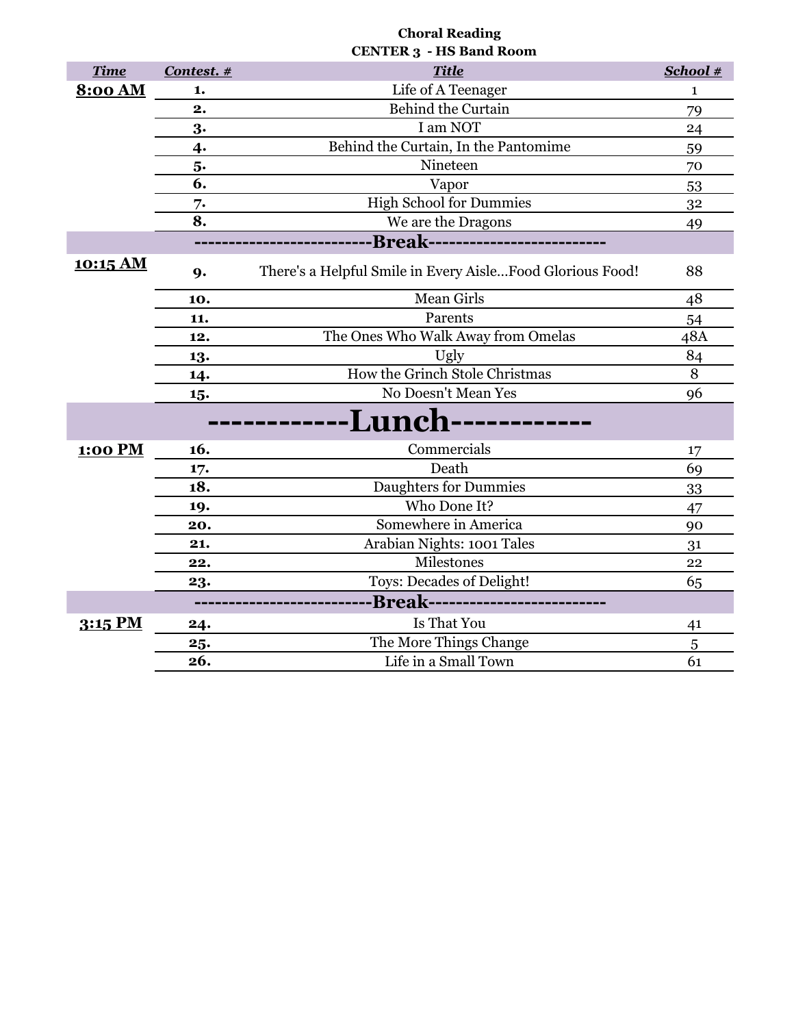**Choral Reading**

**CENTER 3 - HS Band Room**

| ***Time*** | ***Contest. #*** | ***Title*** | ***School #*** |
|---|---|---|---|
| **8:00 AM** | **1.** | Life of A Teenager | 1 |
| | **2.** | Behind the Curtain | 79 |
| | **3.** | I am NOT | 24 |
| | **4.** | Behind the Curtain, In the Pantomime | 59 |
| | **5.** | Nineteen | 70 |
| | **6.** | Vapor | 53 |
| | **7.** | High School for Dummies | 32 |
| | **8.** | We are the Dragons | 49 |
| | | **-------------------------Break-------------------------** | |
| **10:15 AM** | **9.** | There's a Helpful Smile in Every Aisle...Food Glorious Food! | 88 |
| | **10.** | Mean Girls | 48 |
| | **11.** | Parents | 54 |
| | **12.** | The Ones Who Walk Away from Omelas | 48A |
| | **13.** | Ugly | 84 |
| | **14.** | How the Grinch Stole Christmas | 8 |
| | **15.** | No Doesn't Mean Yes | 96 |
| | | **------------Lunch------------** | |
| **1:00 PM** | **16.** | Commercials | 17 |
| | **17.** | Death | 69 |
| | **18.** | Daughters for Dummies | 33 |
| | **19.** | Who Done It? | 47 |
| | **20.** | Somewhere in America | 90 |
| | **21.** | Arabian Nights: 1001 Tales | 31 |
| | **22.** | Milestones | 22 |
| | **23.** | Toys: Decades of Delight! | 65 |
| | | **-------------------------Break-------------------------** | |
| **3:15 PM** | **24.** | Is That You | 41 |
| | **25.** | The More Things Change | 5 |
| | **26.** | Life in a Small Town | 61 |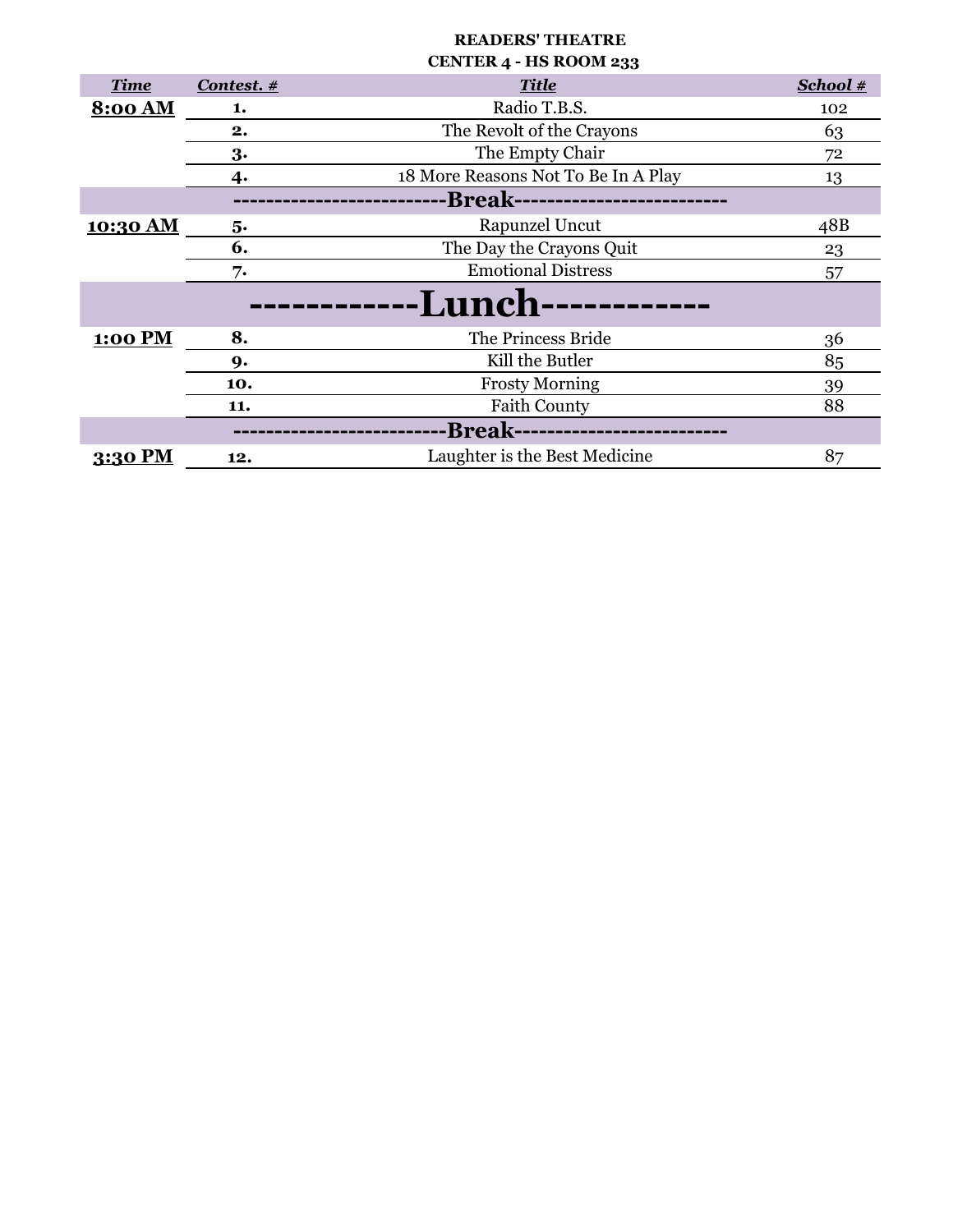**READERS' THEATRE**

**CENTER 4 - HS ROOM 233**

| *Time* | *Contest. #* | *Title* | *School #* |
|---|---|---|---|
| **8:00 AM** | **1.** | Radio T.B.S. | 102 |
| | **2.** | The Revolt of the Crayons | 63 |
| | **3.** | The Empty Chair | 72 |
| | **4.** | 18 More Reasons Not To Be In A Play | 13 |
| | | **-------------------------Break-------------------------** | |
| **10:30 AM** | **5.** | Rapunzel Uncut | 48B |
| | **6.** | The Day the Crayons Quit | 23 |
| | **7.** | Emotional Distress | 57 |
| | | **------------Lunch------------** | |
| **1:00 PM** | **8.** | The Princess Bride | 36 |
| | **9.** | Kill the Butler | 85 |
| | **10.** | Frosty Morning | 39 |
| | **11.** | Faith County | 88 |
| | | **-------------------------Break-------------------------** | |
| **3:30 PM** | **12.** | Laughter is the Best Medicine | 87 |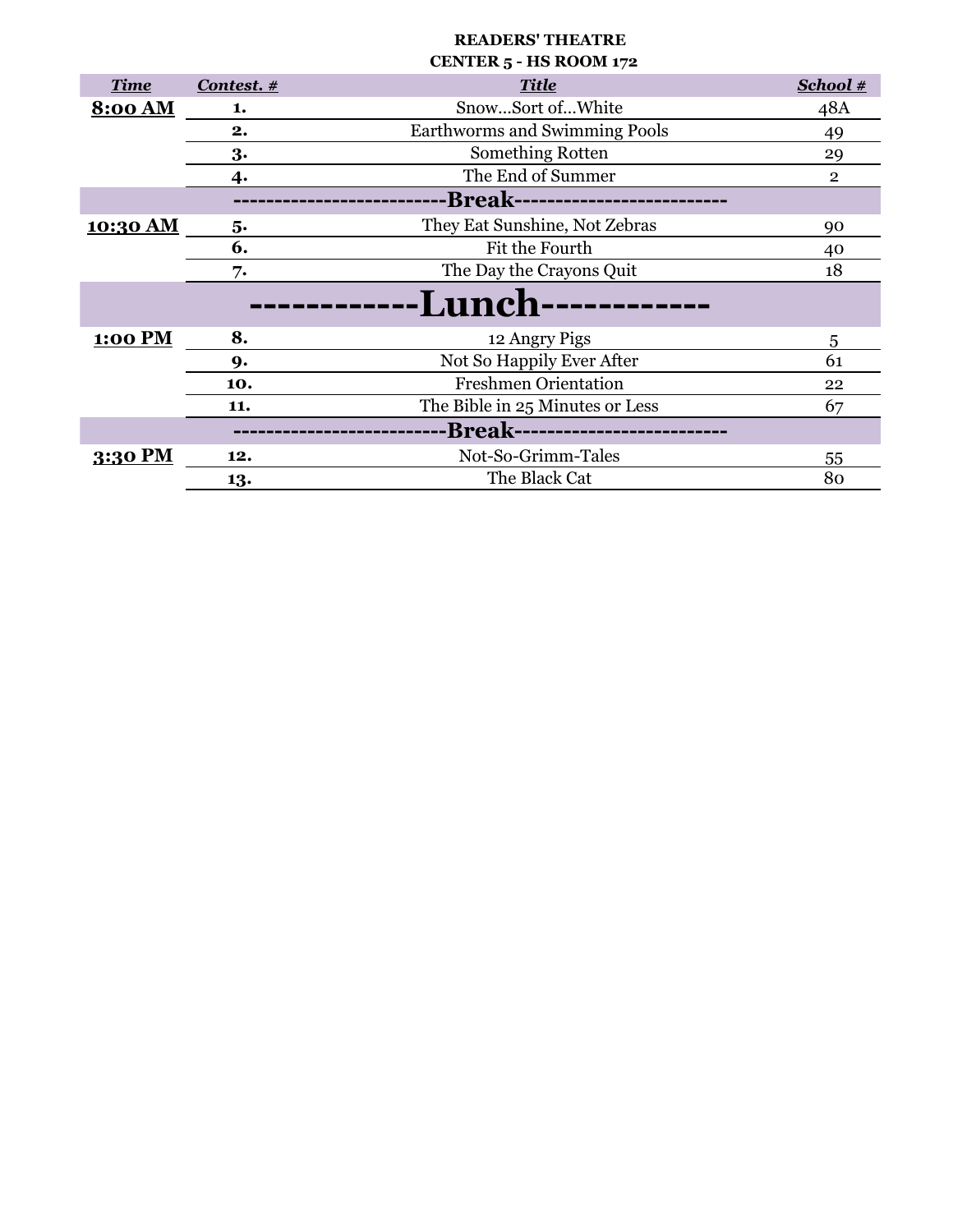**READERS' THEATRE**
**CENTER 5 - HS ROOM 172**

| *Time* | *Contest. #* | *Title* | *School #* |
|---|---|---|---|
| **8:00 AM** | **1.** | Snow…Sort of…White | 48A |
| | **2.** | Earthworms and Swimming Pools | 49 |
| | **3.** | Something Rotten | 29 |
| | **4.** | The End of Summer | 2 |
| | | **-------------------------Break-------------------------** | |
| **10:30 AM** | **5.** | They Eat Sunshine, Not Zebras | 90 |
| | **6.** | Fit the Fourth | 40 |
| | **7.** | The Day the Crayons Quit | 18 |
| | | **------------Lunch------------** | |
| **1:00 PM** | **8.** | 12 Angry Pigs | 5 |
| | **9.** | Not So Happily Ever After | 61 |
| | **10.** | Freshmen Orientation | 22 |
| | **11.** | The Bible in 25 Minutes or Less | 67 |
| | | **-------------------------Break-------------------------** | |
| **3:30 PM** | **12.** | Not-So-Grimm-Tales | 55 |
| | **13.** | The Black Cat | 80 |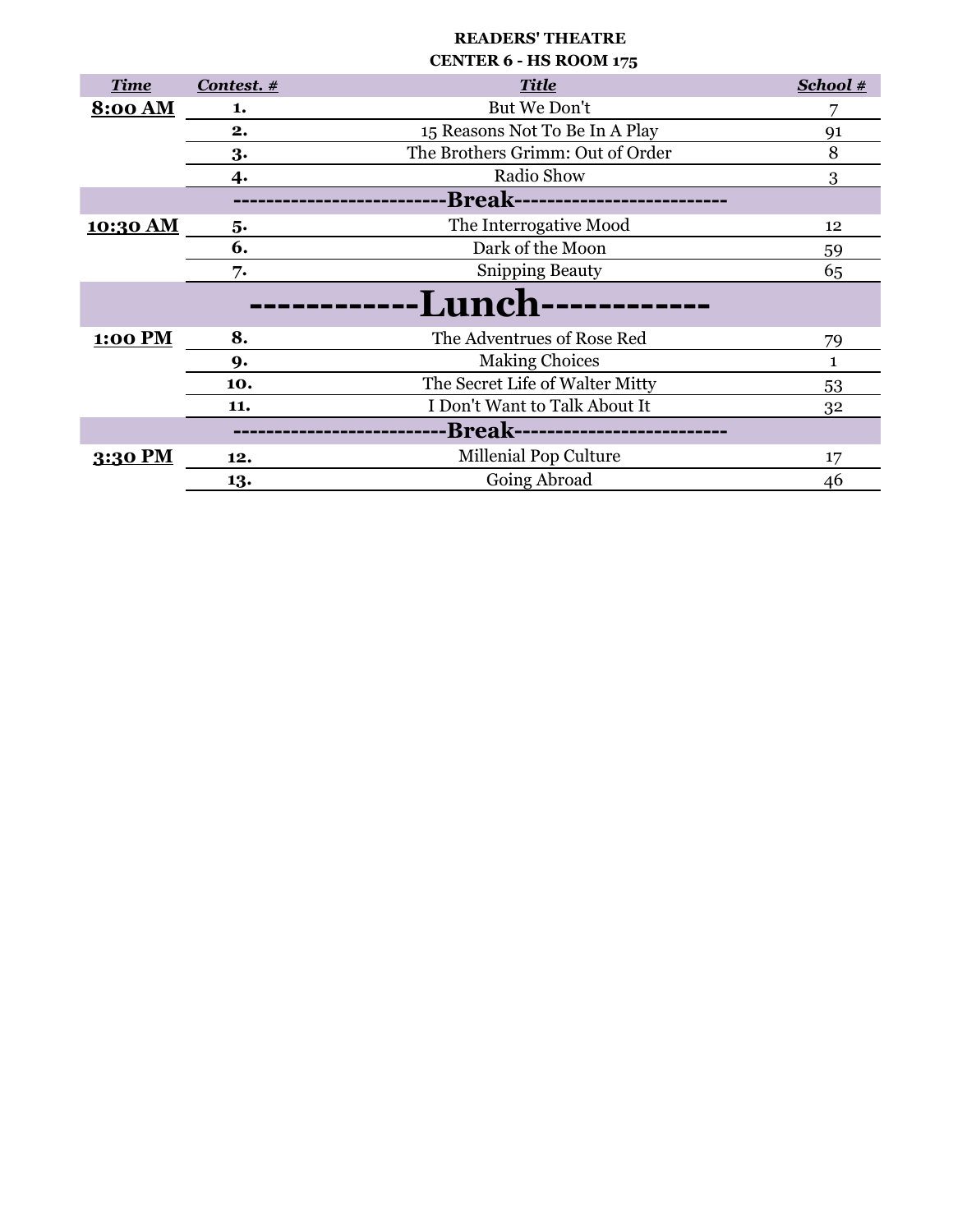**READERS' THEATRE**

**CENTER 6 - HS ROOM 175**

| *Time* | *Contest. #* | *Title* | *School #* |
|---|---|---|---|
| **8:00 AM** | **1.** | But We Don't | 7 |
| | **2.** | 15 Reasons Not To Be In A Play | 91 |
| | **3.** | The Brothers Grimm: Out of Order | 8 |
| | **4.** | Radio Show | 3 |
| | | **-------------------------Break-------------------------** | |
| **10:30 AM** | **5.** | The Interrogative Mood | 12 |
| | **6.** | Dark of the Moon | 59 |
| | **7.** | Snipping Beauty | 65 |
| | | **------------Lunch------------** | |
| **1:00 PM** | **8.** | The Adventrues of Rose Red | 79 |
| | **9.** | Making Choices | 1 |
| | **10.** | The Secret Life of Walter Mitty | 53 |
| | **11.** | I Don't Want to Talk About It | 32 |
| | | **-------------------------Break-------------------------** | |
| **3:30 PM** | **12.** | Millenial Pop Culture | 17 |
| | **13.** | Going Abroad | 46 |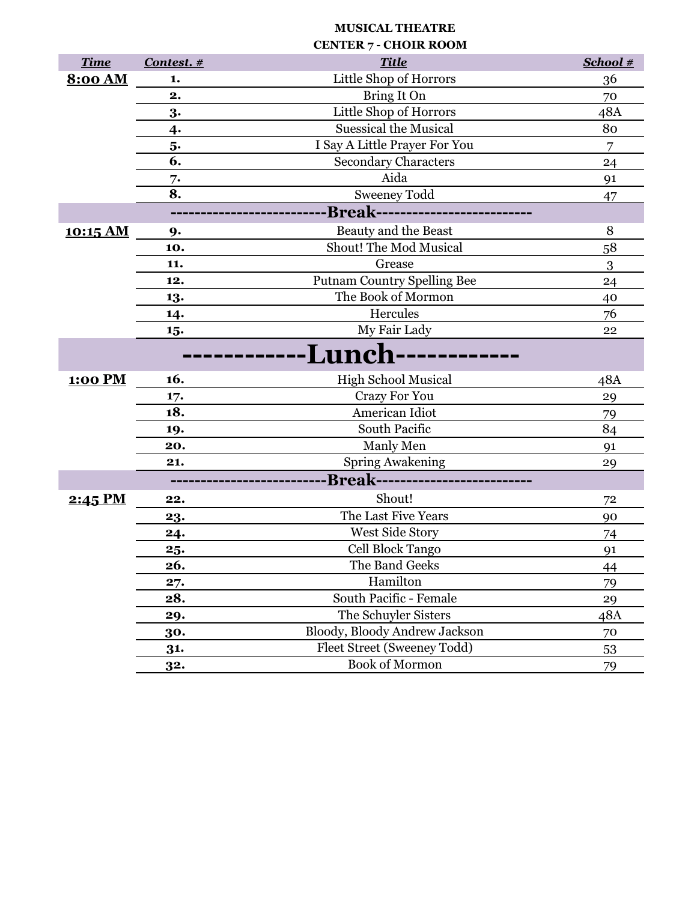**MUSICAL THEATRE**

**CENTER 7 - CHOIR ROOM**

| *Time* | *Contest. #* | *Title* | *School #* |
|---|---|---|---|
| **8:00 AM** | **1.** | Little Shop of Horrors | 36 |
| | **2.** | Bring It On | 70 |
| | **3.** | Little Shop of Horrors | 48A |
| | **4.** | Suessical the Musical | 80 |
| | **5.** | I Say A Little Prayer For You | 7 |
| | **6.** | Secondary Characters | 24 |
| | **7.** | Aida | 91 |
| | **8.** | Sweeney Todd | 47 |
| | | **-------------------------Break-------------------------** | |
| **10:15 AM** | **9.** | Beauty and the Beast | 8 |
| | **10.** | Shout! The Mod Musical | 58 |
| | **11.** | Grease | 3 |
| | **12.** | Putnam Country Spelling Bee | 24 |
| | **13.** | The Book of Mormon | 40 |
| | **14.** | Hercules | 76 |
| | **15.** | My Fair Lady | 22 |
| | | **------------Lunch------------** | |
| **1:00 PM** | **16.** | High School Musical | 48A |
| | **17.** | Crazy For You | 29 |
| | **18.** | American Idiot | 79 |
| | **19.** | South Pacific | 84 |
| | **20.** | Manly Men | 91 |
| | **21.** | Spring Awakening | 29 |
| | | **-------------------------Break-------------------------** | |
| **2:45 PM** | **22.** | Shout! | 72 |
| | **23.** | The Last Five Years | 90 |
| | **24.** | West Side Story | 74 |
| | **25.** | Cell Block Tango | 91 |
| | **26.** | The Band Geeks | 44 |
| | **27.** | Hamilton | 79 |
| | **28.** | South Pacific - Female | 29 |
| | **29.** | The Schuyler Sisters | 48A |
| | **30.** | Bloody, Bloody Andrew Jackson | 70 |
| | **31.** | Fleet Street (Sweeney Todd) | 53 |
| | **32.** | Book of Mormon | 79 |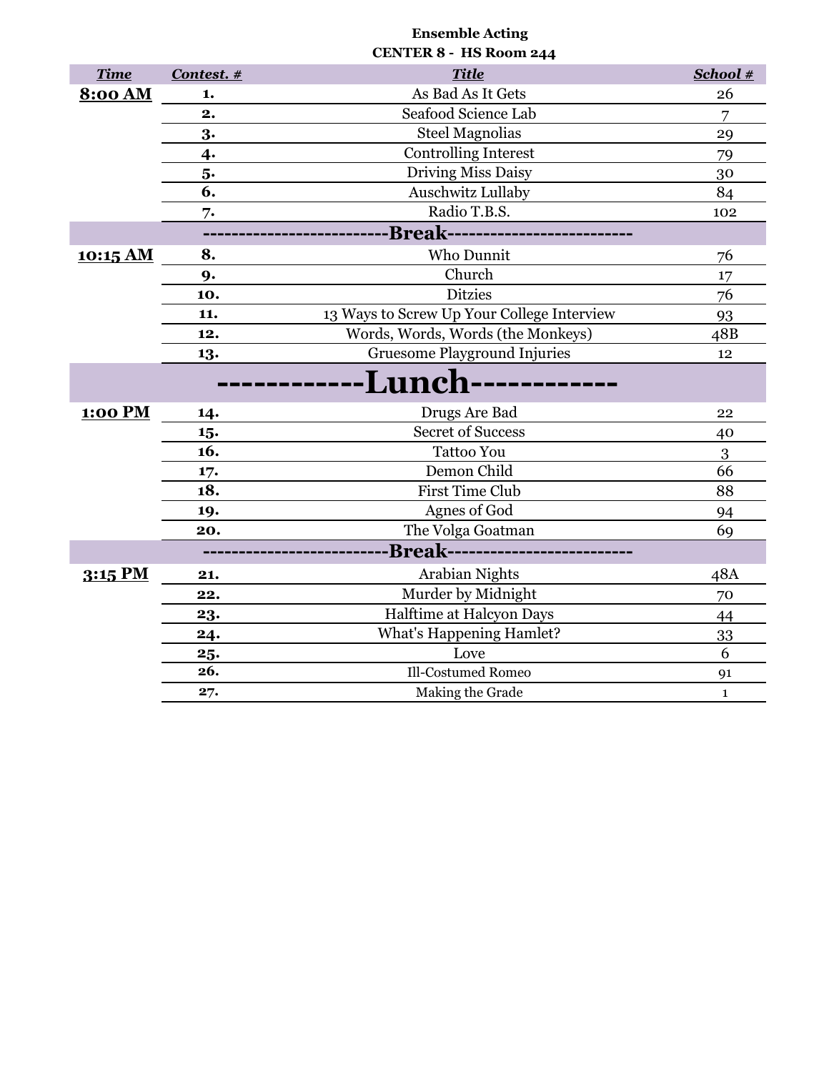**Ensemble Acting**

**CENTER 8 - HS Room 244**

| *Time* | *Contest. #* | *Title* | *School #* |
|---|---|---|---|
| **8:00 AM** | **1.** | As Bad As It Gets | 26 |
| | **2.** | Seafood Science Lab | 7 |
| | **3.** | Steel Magnolias | 29 |
| | **4.** | Controlling Interest | 79 |
| | **5.** | Driving Miss Daisy | 30 |
| | **6.** | Auschwitz Lullaby | 84 |
| | **7.** | Radio T.B.S. | 102 |
| | | **------------------------Break------------------------** | |
| **10:15 AM** | **8.** | Who Dunnit | 76 |
| | **9.** | Church | 17 |
| | **10.** | Ditzies | 76 |
| | **11.** | 13 Ways to Screw Up Your College Interview | 93 |
| | **12.** | Words, Words, Words (the Monkeys) | 48B |
| | **13.** | Gruesome Playground Injuries | 12 |
| | | **-----------Lunch-----------** | |
| **1:00 PM** | **14.** | Drugs Are Bad | 22 |
| | **15.** | Secret of Success | 40 |
| | **16.** | Tattoo You | 3 |
| | **17.** | Demon Child | 66 |
| | **18.** | First Time Club | 88 |
| | **19.** | Agnes of God | 94 |
| | **20.** | The Volga Goatman | 69 |
| | | **------------------------Break------------------------** | |
| **3:15 PM** | **21.** | Arabian Nights | 48A |
| | **22.** | Murder by Midnight | 70 |
| | **23.** | Halftime at Halcyon Days | 44 |
| | **24.** | What's Happening Hamlet? | 33 |
| | **25.** | Love | 6 |
| | **26.** | Ill-Costumed Romeo | 91 |
| | **27.** | Making the Grade | 1 |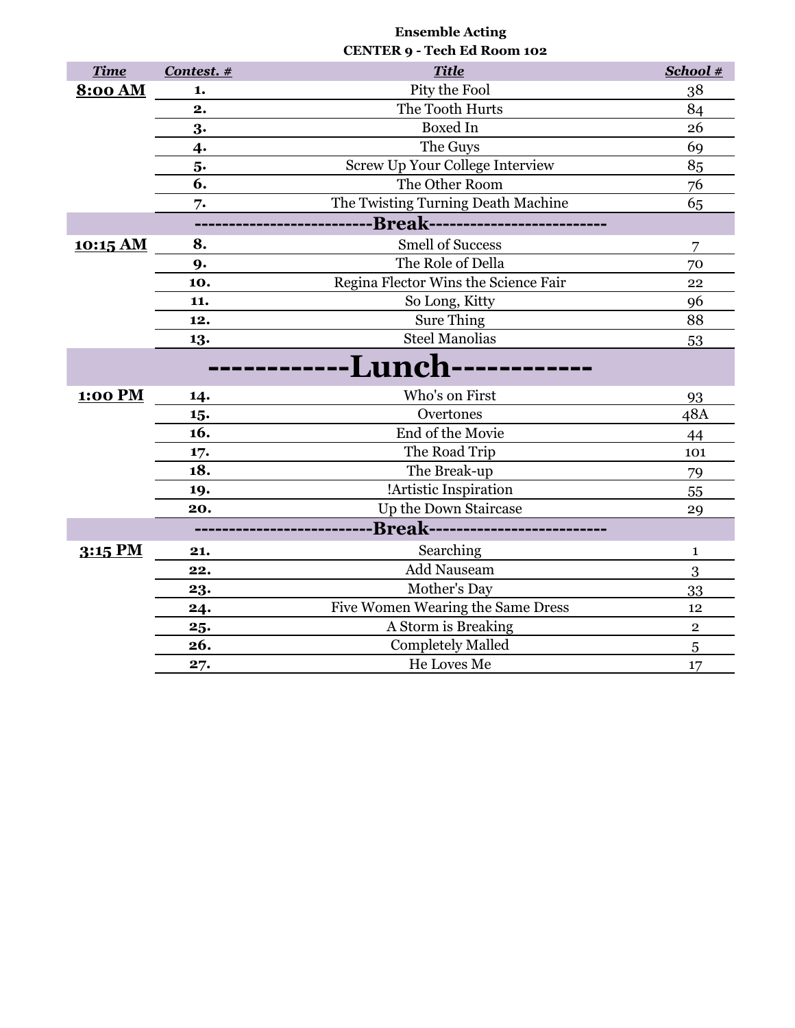**Ensemble Acting**

**CENTER 9 - Tech Ed Room 102**

| *Time* | *Contest. #* | *Title* | *School #* |
|---|---|---|---|
| **8:00 AM** | **1.** | Pity the Fool | 38 |
| | **2.** | The Tooth Hurts | 84 |
| | **3.** | Boxed In | 26 |
| | **4.** | The Guys | 69 |
| | **5.** | Screw Up Your College Interview | 85 |
| | **6.** | The Other Room | 76 |
| | **7.** | The Twisting Turning Death Machine | 65 |
| | | **-------------------------Break-------------------------** | |
| **10:15 AM** | **8.** | Smell of Success | 7 |
| | **9.** | The Role of Della | 70 |
| | **10.** | Regina Flector Wins the Science Fair | 22 |
| | **11.** | So Long, Kitty | 96 |
| | **12.** | Sure Thing | 88 |
| | **13.** | Steel Manolias | 53 |
| | | **-----------Lunch-----------** | |
| **1:00 PM** | **14.** | Who's on First | 93 |
| | **15.** | Overtones | 48A |
| | **16.** | End of the Movie | 44 |
| | **17.** | The Road Trip | 101 |
| | **18.** | The Break-up | 79 |
| | **19.** | !Artistic Inspiration | 55 |
| | **20.** | Up the Down Staircase | 29 |
| | | **-------------------------Break-------------------------** | |
| **3:15 PM** | **21.** | Searching | 1 |
| | **22.** | Add Nauseam | 3 |
| | **23.** | Mother's Day | 33 |
| | **24.** | Five Women Wearing the Same Dress | 12 |
| | **25.** | A Storm is Breaking | 2 |
| | **26.** | Completely Malled | 5 |
| | **27.** | He Loves Me | 17 |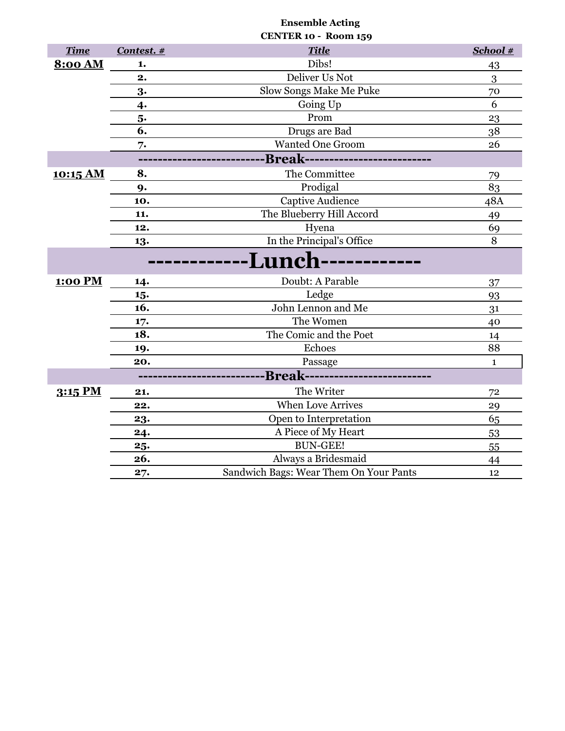**Ensemble Acting**

**CENTER 10 - Room 159**

| *Time* | *Contest. #* | *Title* | *School #* |
|---|---|---|---|
| **8:00 AM** | **1.** | Dibs! | 43 |
| | **2.** | Deliver Us Not | 3 |
| | **3.** | Slow Songs Make Me Puke | 70 |
| | **4.** | Going Up | 6 |
| | **5.** | Prom | 23 |
| | **6.** | Drugs are Bad | 38 |
| | **7.** | Wanted One Groom | 26 |
| | | **-------------------------Break-------------------------** | |
| **10:15 AM** | **8.** | The Committee | 79 |
| | **9.** | Prodigal | 83 |
| | **10.** | Captive Audience | 48A |
| | **11.** | The Blueberry Hill Accord | 49 |
| | **12.** | Hyena | 69 |
| | **13.** | In the Principal's Office | 8 |
| | | **------------Lunch------------** | |
| **1:00 PM** | **14.** | Doubt: A Parable | 37 |
| | **15.** | Ledge | 93 |
| | **16.** | John Lennon and Me | 31 |
| | **17.** | The Women | 40 |
| | **18.** | The Comic and the Poet | 14 |
| | **19.** | Echoes | 88 |
| | **20.** | Passage | 1 |
| | | **-------------------------Break-------------------------** | |
| **3:15 PM** | **21.** | The Writer | 72 |
| | **22.** | When Love Arrives | 29 |
| | **23.** | Open to Interpretation | 65 |
| | **24.** | A Piece of My Heart | 53 |
| | **25.** | BUN-GEE! | 55 |
| | **26.** | Always a Bridesmaid | 44 |
| | **27.** | Sandwich Bags: Wear Them On Your Pants | 12 |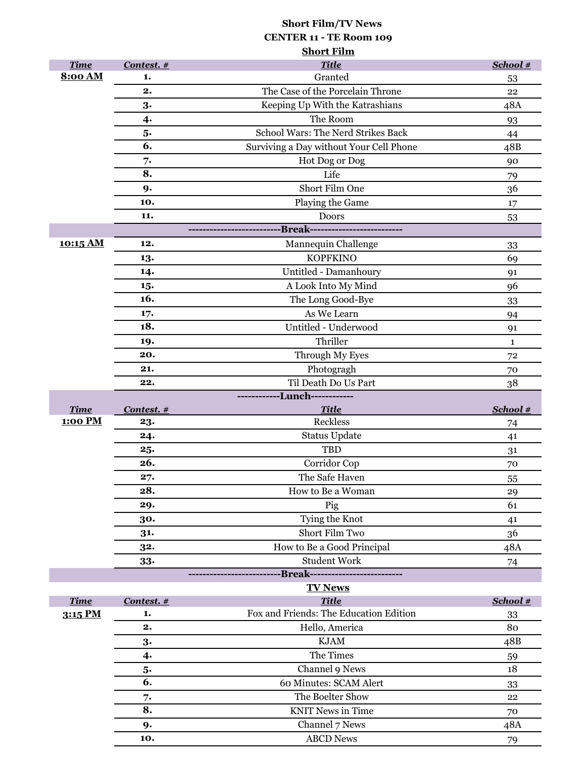**Short Film/TV News**

**CENTER 11 - TE Room 109**

**Short Film**

| *Time* | *Contest. #* | *Title* | *School #* |
|---|---|---|---|
| **8:00 AM** | **1.** | Granted | 53 |
| | **2.** | The Case of the Porcelain Throne | 22 |
| | **3.** | Keeping Up With the Katrashians | 48A |
| | **4.** | The Room | 93 |
| | **5.** | School Wars: The Nerd Strikes Back | 44 |
| | **6.** | Surviving a Day without Your Cell Phone | 48B |
| | **7.** | Hot Dog or Dog | 90 |
| | **8.** | Life | 79 |
| | **9.** | Short Film One | 36 |
| | **10.** | Playing the Game | 17 |
| | **11.** | Doors | 53 |
| | | **-------------------------Break-------------------------** | |
| **10:15 AM** | **12.** | Mannequin Challenge | 33 |
| | **13.** | KOPFKINO | 69 |
| | **14.** | Untitled - Damanhoury | 91 |
| | **15.** | A Look Into My Mind | 96 |
| | **16.** | The Long Good-Bye | 33 |
| | **17.** | As We Learn | 94 |
| | **18.** | Untitled - Underwood | 91 |
| | **19.** | Thriller | 1 |
| | **20.** | Through My Eyes | 72 |
| | **21.** | Photogragh | 70 |
| | **22.** | Til Death Do Us Part | 38 |
| | | **-----------Lunch-----------** | |

| *Time* | *Contest. #* | *Title* | *School #* |
|---|---|---|---|
| **1:00 PM** | **23.** | Reckless | 74 |
| | **24.** | Status Update | 41 |
| | **25.** | TBD | 31 |
| | **26.** | Corridor Cop | 70 |
| | **27.** | The Safe Haven | 55 |
| | **28.** | How to Be a Woman | 29 |
| | **29.** | Pig | 61 |
| | **30.** | Tying the Knot | 41 |
| | **31.** | Short Film Two | 36 |
| | **32.** | How to Be a Good Principal | 48A |
| | **33.** | Student Work | 74 |
| | | **-------------------------Break-------------------------** | |

**TV News**

| *Time* | *Contest. #* | *Title* | *School #* |
|---|---|---|---|
| **3:15 PM** | **1.** | Fox and Friends: The Education Edition | 33 |
| | **2.** | Hello, America | 80 |
| | **3.** | KJAM | 48B |
| | **4.** | The Times | 59 |
| | **5.** | Channel 9 News | 18 |
| | **6.** | 60 Minutes: SCAM Alert | 33 |
| | **7.** | The Boelter Show | 22 |
| | **8.** | KNIT News in Time | 70 |
| | **9.** | Channel 7 News | 48A |
| | **10.** | ABCD News | 79 |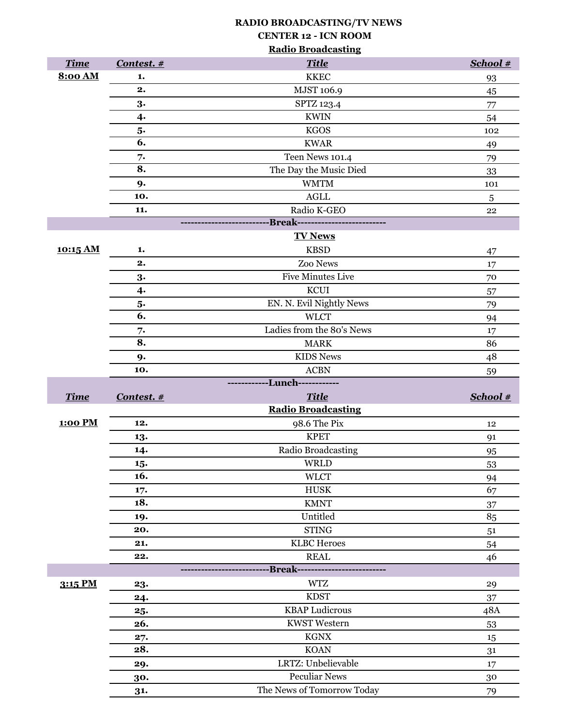# RADIO BROADCASTING/TV NEWS

## CENTER 12 - ICN ROOM

### Radio Broadcasting

| *Time* | *Contest. #* | *Title* | *School #* |
|---|---|---|---|
| **8:00 AM** | **1.** | KKEC | 93 |
| | **2.** | MJST 106.9 | 45 |
| | **3.** | SPTZ 123.4 | 77 |
| | **4.** | KWIN | 54 |
| | **5.** | KGOS | 102 |
| | **6.** | KWAR | 49 |
| | **7.** | Teen News 101.4 | 79 |
| | **8.** | The Day the Music Died | 33 |
| | **9.** | WMTM | 101 |
| | **10.** | AGLL | 5 |
| | **11.** | Radio K-GEO | 22 |
| | | **-------------------------Break-------------------------** | |
| | | **TV News** | |
| **10:15 AM** | **1.** | KBSD | 47 |
| | **2.** | Zoo News | 17 |
| | **3.** | Five Minutes Live | 70 |
| | **4.** | KCUI | 57 |
| | **5.** | EN. N. Evil Nightly News | 79 |
| | **6.** | WLCT | 94 |
| | **7.** | Ladies from the 80's News | 17 |
| | **8.** | MARK | 86 |
| | **9.** | KIDS News | 48 |
| | **10.** | ACBN | 59 |
| | | **-----------Lunch-----------** | |

| *Time* | *Contest. #* | *Title* | *School #* |
|---|---|---|---|
| | | **Radio Broadcasting** | |
| **1:00 PM** | **12.** | 98.6 The Pix | 12 |
| | **13.** | KPET | 91 |
| | **14.** | Radio Broadcasting | 95 |
| | **15.** | WRLD | 53 |
| | **16.** | WLCT | 94 |
| | **17.** | HUSK | 67 |
| | **18.** | KMNT | 37 |
| | **19.** | Untitled | 85 |
| | **20.** | STING | 51 |
| | **21.** | KLBC Heroes | 54 |
| | **22.** | REAL | 46 |
| | | **-------------------------Break-------------------------** | |
| **3:15 PM** | **23.** | WTZ | 29 |
| | **24.** | KDST | 37 |
| | **25.** | KBAP Ludicrous | 48A |
| | **26.** | KWST Western | 53 |
| | **27.** | KGNX | 15 |
| | **28.** | KOAN | 31 |
| | **29.** | LRTZ: Unbelievable | 17 |
| | **30.** | Peculiar News | 30 |
| | **31.** | The News of Tomorrow Today | 79 |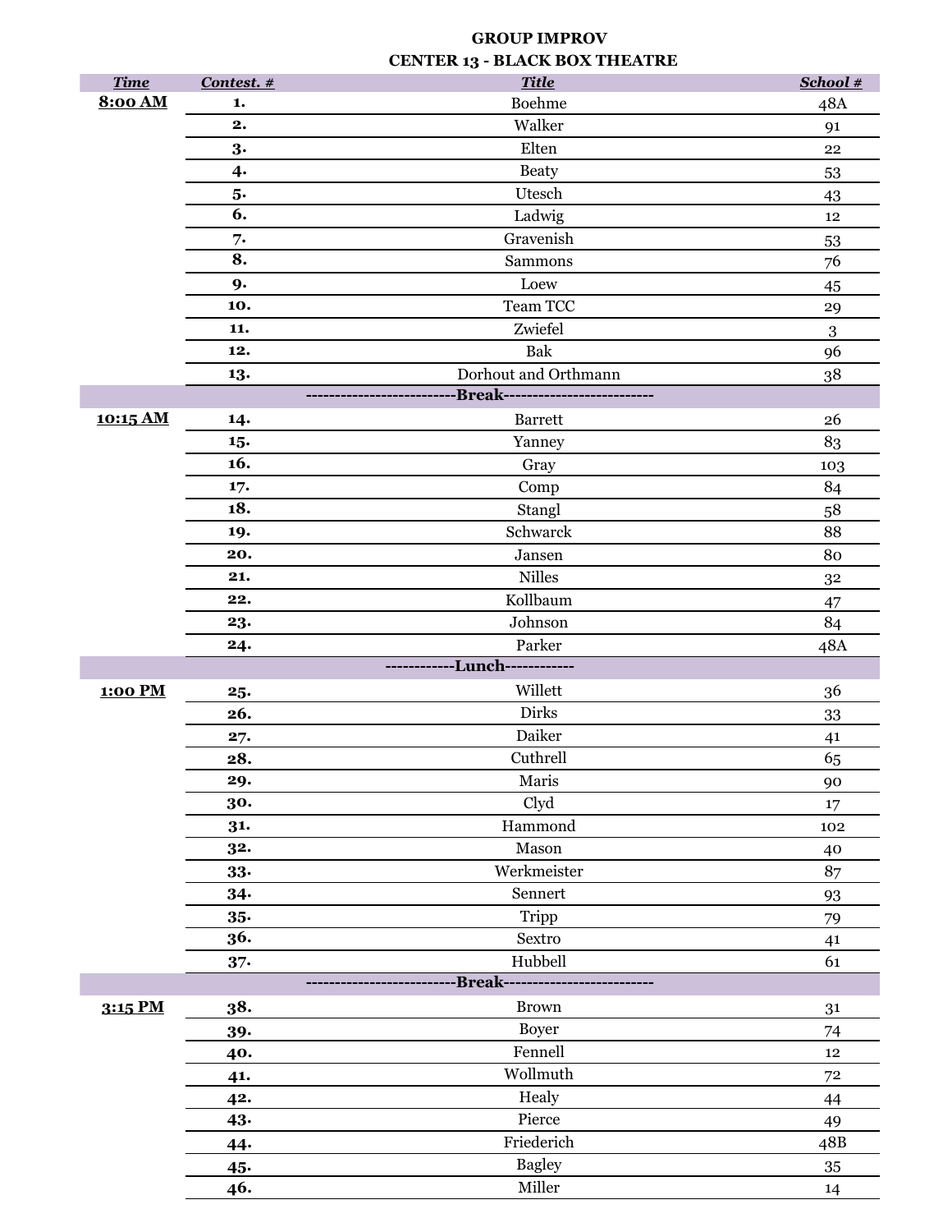## GROUP IMPROV

## CENTER 13 - BLACK BOX THEATRE

| Time | Contest. # | Title | School # |
|---|---|---|---|
| **8:00 AM** | **1.** | Boehme | 48A |
| | **2.** | Walker | 91 |
| | **3.** | Elten | 22 |
| | **4.** | Beaty | 53 |
| | **5.** | Utesch | 43 |
| | **6.** | Ladwig | 12 |
| | **7.** | Gravenish | 53 |
| | **8.** | Sammons | 76 |
| | **9.** | Loew | 45 |
| | **10.** | Team TCC | 29 |
| | **11.** | Zwiefel | 3 |
| | **12.** | Bak | 96 |
| | **13.** | Dorhout and Orthmann | 38 |
| | | **-------------------------Break-------------------------** | |
| **10:15 AM** | **14.** | Barrett | 26 |
| | **15.** | Yanney | 83 |
| | **16.** | Gray | 103 |
| | **17.** | Comp | 84 |
| | **18.** | Stangl | 58 |
| | **19.** | Schwarck | 88 |
| | **20.** | Jansen | 80 |
| | **21.** | Nilles | 32 |
| | **22.** | Kollbaum | 47 |
| | **23.** | Johnson | 84 |
| | **24.** | Parker | 48A |
| | | **------------Lunch------------** | |
| **1:00 PM** | **25.** | Willett | 36 |
| | **26.** | Dirks | 33 |
| | **27.** | Daiker | 41 |
| | **28.** | Cuthrell | 65 |
| | **29.** | Maris | 90 |
| | **30.** | Clyd | 17 |
| | **31.** | Hammond | 102 |
| | **32.** | Mason | 40 |
| | **33.** | Werkmeister | 87 |
| | **34.** | Sennert | 93 |
| | **35.** | Tripp | 79 |
| | **36.** | Sextro | 41 |
| | **37.** | Hubbell | 61 |
| | | **-------------------------Break-------------------------** | |
| **3:15 PM** | **38.** | Brown | 31 |
| | **39.** | Boyer | 74 |
| | **40.** | Fennell | 12 |
| | **41.** | Wollmuth | 72 |
| | **42.** | Healy | 44 |
| | **43.** | Pierce | 49 |
| | **44.** | Friederich | 48B |
| | **45.** | Bagley | 35 |
| | **46.** | Miller | 14 |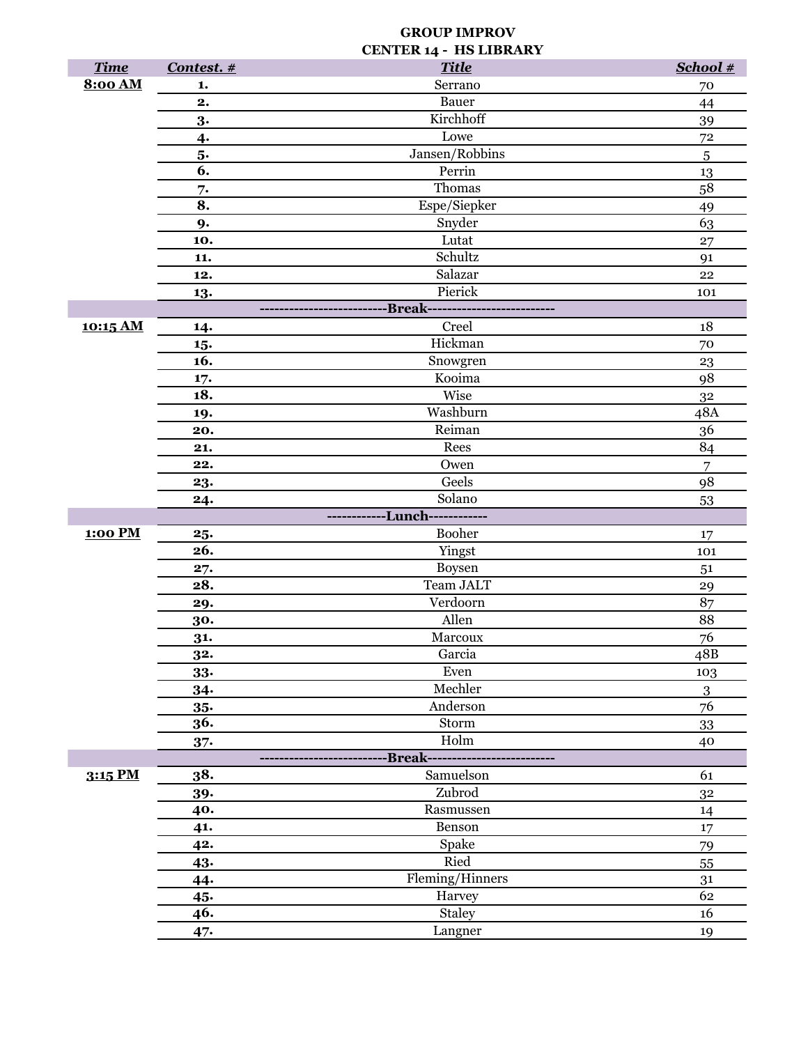**GROUP IMPROV**
**CENTER 14 - HS LIBRARY**

| *Time* | *Contest. #* | *Title* | *School #* |
|---|---|---|---|
| **8:00 AM** | **1.** | Serrano | 70 |
| | **2.** | Bauer | 44 |
| | **3.** | Kirchhoff | 39 |
| | **4.** | Lowe | 72 |
| | **5.** | Jansen/Robbins | 5 |
| | **6.** | Perrin | 13 |
| | **7.** | Thomas | 58 |
| | **8.** | Espe/Siepker | 49 |
| | **9.** | Snyder | 63 |
| | **10.** | Lutat | 27 |
| | **11.** | Schultz | 91 |
| | **12.** | Salazar | 22 |
| | **13.** | Pierick | 101 |
| | | **-------------------------Break-------------------------** | |
| **10:15 AM** | **14.** | Creel | 18 |
| | **15.** | Hickman | 70 |
| | **16.** | Snowgren | 23 |
| | **17.** | Kooima | 98 |
| | **18.** | Wise | 32 |
| | **19.** | Washburn | 48A |
| | **20.** | Reiman | 36 |
| | **21.** | Rees | 84 |
| | **22.** | Owen | 7 |
| | **23.** | Geels | 98 |
| | **24.** | Solano | 53 |
| | | **-----------Lunch-----------** | |
| **1:00 PM** | **25.** | Booher | 17 |
| | **26.** | Yingst | 101 |
| | **27.** | Boysen | 51 |
| | **28.** | Team JALT | 29 |
| | **29.** | Verdoorn | 87 |
| | **30.** | Allen | 88 |
| | **31.** | Marcoux | 76 |
| | **32.** | Garcia | 48B |
| | **33.** | Even | 103 |
| | **34.** | Mechler | 3 |
| | **35.** | Anderson | 76 |
| | **36.** | Storm | 33 |
| | **37.** | Holm | 40 |
| | | **-------------------------Break-------------------------** | |
| **3:15 PM** | **38.** | Samuelson | 61 |
| | **39.** | Zubrod | 32 |
| | **40.** | Rasmussen | 14 |
| | **41.** | Benson | 17 |
| | **42.** | Spake | 79 |
| | **43.** | Ried | 55 |
| | **44.** | Fleming/Hinners | 31 |
| | **45.** | Harvey | 62 |
| | **46.** | Staley | 16 |
| | **47.** | Langner | 19 |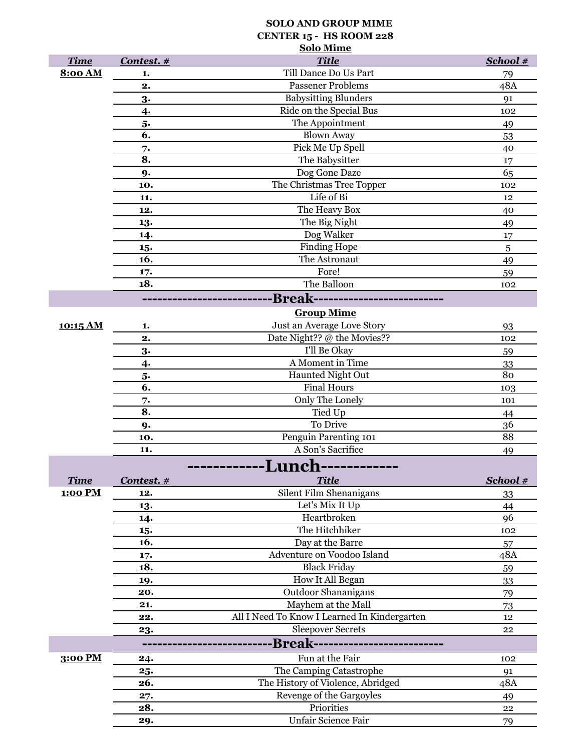**SOLO AND GROUP MIME**
**CENTER 15 - HS ROOM 228**

**Solo Mime**

| *Time* | *Contest. #* | *Title* | *School #* |
|---|---|---|---|
| 8:00 AM | 1. | Till Dance Do Us Part | 79 |
| | 2. | Passener Problems | 48A |
| | 3. | Babysitting Blunders | 91 |
| | 4. | Ride on the Special Bus | 102 |
| | 5. | The Appointment | 49 |
| | 6. | Blown Away | 53 |
| | 7. | Pick Me Up Spell | 40 |
| | 8. | The Babysitter | 17 |
| | 9. | Dog Gone Daze | 65 |
| | 10. | The Christmas Tree Topper | 102 |
| | 11. | Life of Bi | 12 |
| | 12. | The Heavy Box | 40 |
| | 13. | The Big Night | 49 |
| | 14. | Dog Walker | 17 |
| | 15. | Finding Hope | 5 |
| | 16. | The Astronaut | 49 |
| | 17. | Fore! | 59 |
| | 18. | The Balloon | 102 |
| | | -------------------------Break------------------------- | |
| | | **Group Mime** | |
| 10:15 AM | 1. | Just an Average Love Story | 93 |
| | 2. | Date Night?? @ the Movies?? | 102 |
| | 3. | I'll Be Okay | 59 |
| | 4. | A Moment in Time | 33 |
| | 5. | Haunted Night Out | 80 |
| | 6. | Final Hours | 103 |
| | 7. | Only The Lonely | 101 |
| | 8. | Tied Up | 44 |
| | 9. | To Drive | 36 |
| | 10. | Penguin Parenting 101 | 88 |
| | 11. | A Son's Sacrifice | 49 |
| | | ------------Lunch------------ | |
| *Time* | *Contest. #* | *Title* | *School #* |
| 1:00 PM | 12. | Silent Film Shenanigans | 33 |
| | 13. | Let's Mix It Up | 44 |
| | 14. | Heartbroken | 96 |
| | 15. | The Hitchhiker | 102 |
| | 16. | Day at the Barre | 57 |
| | 17. | Adventure on Voodoo Island | 48A |
| | 18. | Black Friday | 59 |
| | 19. | How It All Began | 33 |
| | 20. | Outdoor Shananigans | 79 |
| | 21. | Mayhem at the Mall | 73 |
| | 22. | All I Need To Know I Learned In Kindergarten | 12 |
| | 23. | Sleepover Secrets | 22 |
| | | -------------------------Break------------------------- | |
| 3:00 PM | 24. | Fun at the Fair | 102 |
| | 25. | The Camping Catastrophe | 91 |
| | 26. | The History of Violence, Abridged | 48A |
| | 27. | Revenge of the Gargoyles | 49 |
| | 28. | Priorities | 22 |
| | 29. | Unfair Science Fair | 79 |